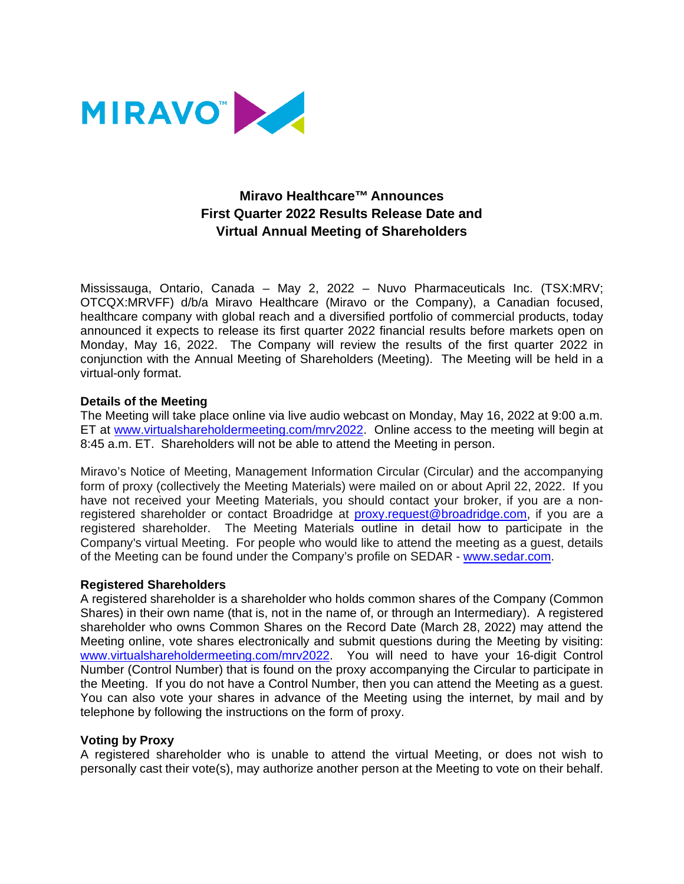# Miravo Healthcare™ Announces First Quarter 2022 Results Release Date and Virtual Annual Meeting of Shareholders

Mississauga, Ontario, Canada – May 2, 2022 – Nuvo Pharmaceuticals Inc. (TSX:MRV; OTCQX:MRVFF) d/b/a Miravo Healthcare (Miravo or the Company), a Canadian focused, healthcare company with global reach and a diversified portfolio of commercial products, today announced it expects to release its first quarter 2022 financial results before markets open on Monday, May 16, 2022. The Company will review the results of the first quarter 2022 in conjunction with the Annual Meeting of Shareholders (Meeting). The Meeting will be held in a virtual-only format.

**Details of the Meeting**

The Meeting will take place online via live audio webcast on Monday, May 16, 2022 at 9:00 a.m. ET at www.virtualshareholdermeeting.com/mrv2022. Online access to the meeting will begin at 8:45 a.m. ET. Shareholders will not be able to attend the Meeting in person.

Miravo's Notice of Meeting, Management Information Circular (Circular) and the accompanying form of proxy (collectively the Meeting Materials) were mailed on or about April 22, 2022. If you have not received your Meeting Materials, you should contact your broker, if you are a non-registered shareholder or contact Broadridge at proxy.request@broadridge.com, if you are a registered shareholder. The Meeting Materials outline in detail how to participate in the Company's virtual Meeting. For people who would like to attend the meeting as a guest, details of the Meeting can be found under the Company's profile on SEDAR - www.sedar.com.

**Registered Shareholders**

A registered shareholder is a shareholder who holds common shares of the Company (Common Shares) in their own name (that is, not in the name of, or through an Intermediary). A registered shareholder who owns Common Shares on the Record Date (March 28, 2022) may attend the Meeting online, vote shares electronically and submit questions during the Meeting by visiting: www.virtualshareholdermeeting.com/mrv2022. You will need to have your 16-digit Control Number (Control Number) that is found on the proxy accompanying the Circular to participate in the Meeting. If you do not have a Control Number, then you can attend the Meeting as a guest. You can also vote your shares in advance of the Meeting using the internet, by mail and by telephone by following the instructions on the form of proxy.

**Voting by Proxy**

A registered shareholder who is unable to attend the virtual Meeting, or does not wish to personally cast their vote(s), may authorize another person at the Meeting to vote on their behalf.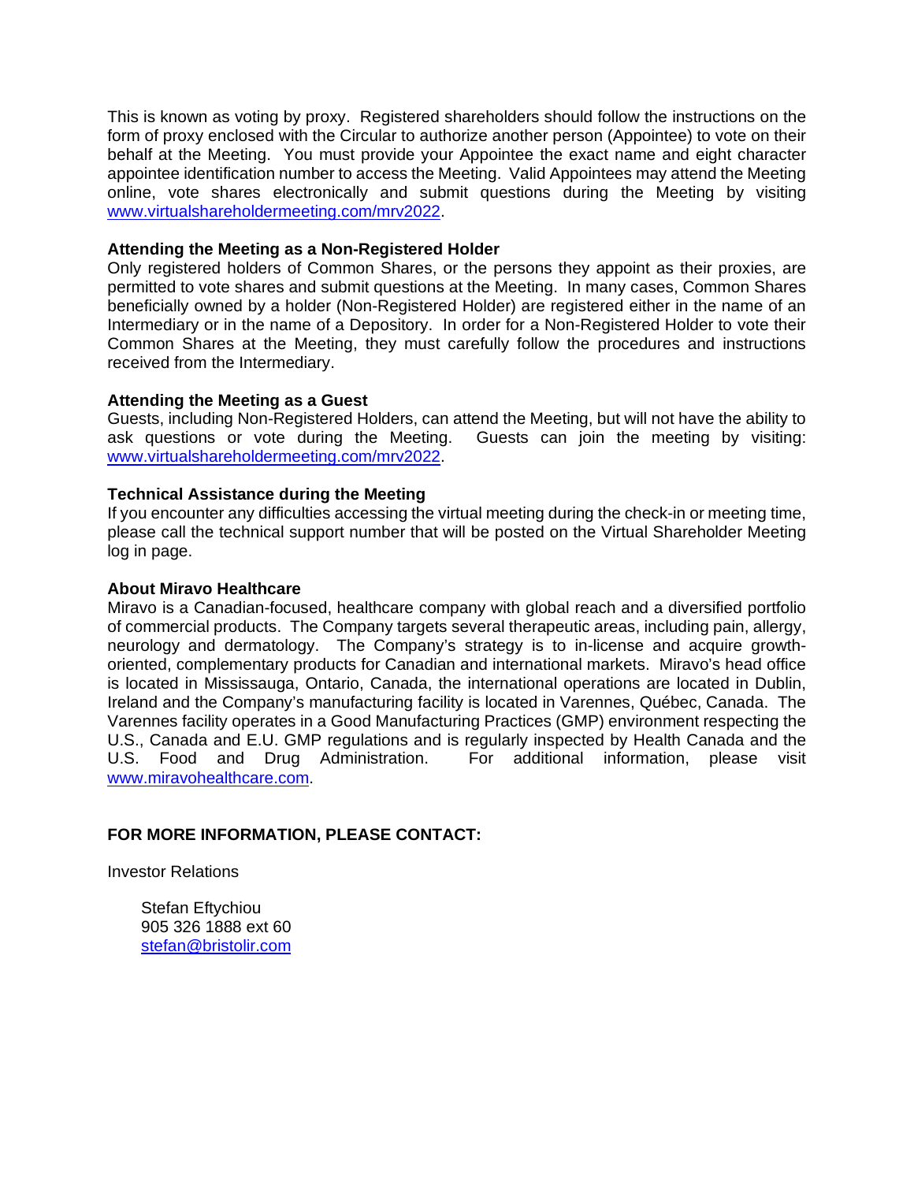This is known as voting by proxy. Registered shareholders should follow the instructions on the form of proxy enclosed with the Circular to authorize another person (Appointee) to vote on their behalf at the Meeting. You must provide your Appointee the exact name and eight character appointee identification number to access the Meeting. Valid Appointees may attend the Meeting online, vote shares electronically and submit questions during the Meeting by visiting www.virtualshareholdermeeting.com/mrv2022.

**Attending the Meeting as a Non-Registered Holder**

Only registered holders of Common Shares, or the persons they appoint as their proxies, are permitted to vote shares and submit questions at the Meeting. In many cases, Common Shares beneficially owned by a holder (Non-Registered Holder) are registered either in the name of an Intermediary or in the name of a Depository. In order for a Non-Registered Holder to vote their Common Shares at the Meeting, they must carefully follow the procedures and instructions received from the Intermediary.

**Attending the Meeting as a Guest**

Guests, including Non-Registered Holders, can attend the Meeting, but will not have the ability to ask questions or vote during the Meeting. Guests can join the meeting by visiting: www.virtualshareholdermeeting.com/mrv2022.

**Technical Assistance during the Meeting**

If you encounter any difficulties accessing the virtual meeting during the check-in or meeting time, please call the technical support number that will be posted on the Virtual Shareholder Meeting log in page.

**About Miravo Healthcare**

Miravo is a Canadian-focused, healthcare company with global reach and a diversified portfolio of commercial products. The Company targets several therapeutic areas, including pain, allergy, neurology and dermatology. The Company's strategy is to in-license and acquire growth-oriented, complementary products for Canadian and international markets. Miravo's head office is located in Mississauga, Ontario, Canada, the international operations are located in Dublin, Ireland and the Company's manufacturing facility is located in Varennes, Québec, Canada. The Varennes facility operates in a Good Manufacturing Practices (GMP) environment respecting the U.S., Canada and E.U. GMP regulations and is regularly inspected by Health Canada and the U.S. Food and Drug Administration. For additional information, please visit www.miravohealthcare.com.

**FOR MORE INFORMATION, PLEASE CONTACT:**

Investor Relations

Stefan Eftychiou
905 326 1888 ext 60
stefan@bristolir.com